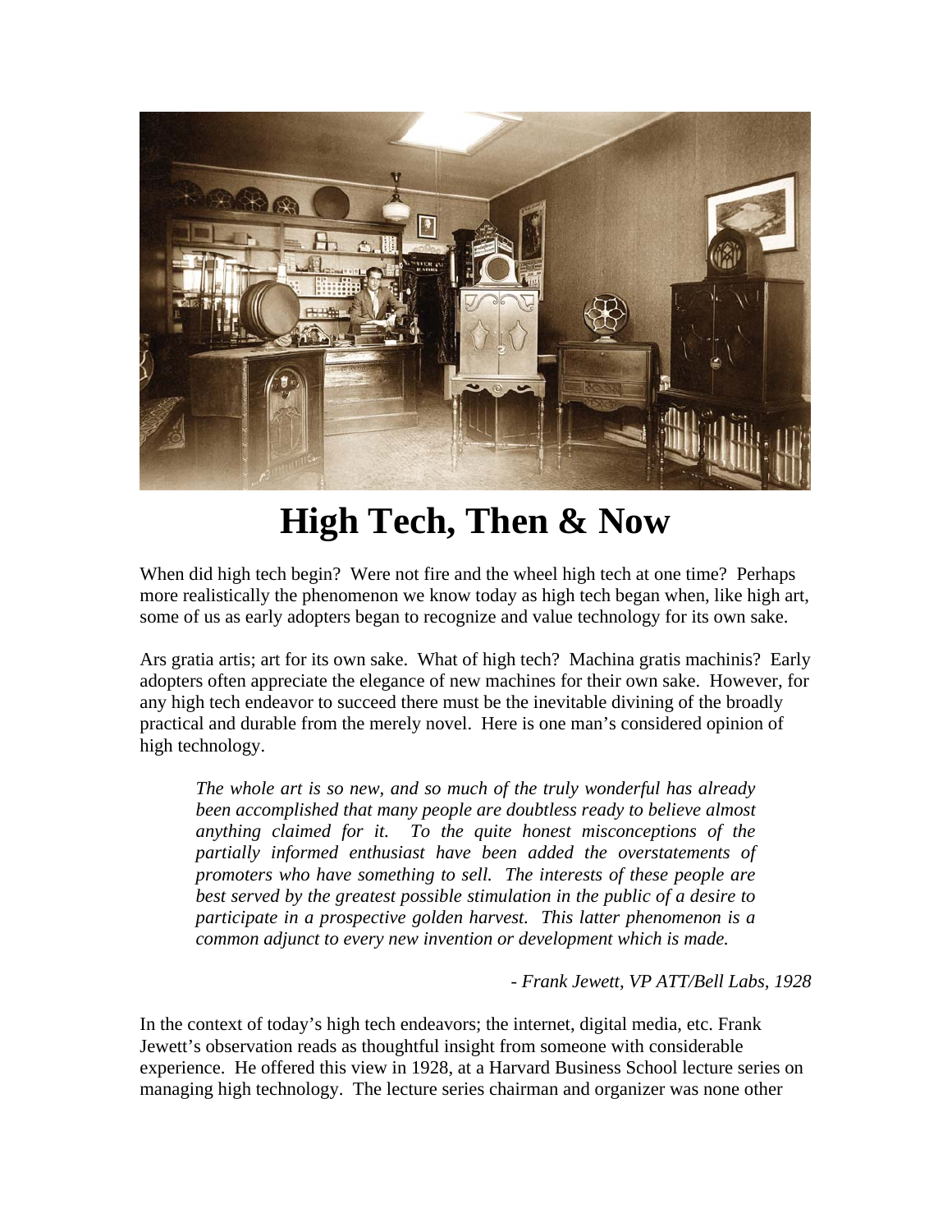# High Tech, Then & Now

When did high tech begin? Were not fire and the wheel high tech at one time? Perhaps more realistically the phenomenon we know today as high tech began when, like high art, some of us as early adopters began to recognize and value technology for its own sake.

Ars gratia artis; art for its own sake. What of high tech? Machina gratis machinis? Early adopters often appreciate the elegance of new machines for their own sake. However, for any high tech endeavor to succeed there must be the inevitable divining of the broadly practical and durable from the merely novel. Here is one man's considered opinion of high technology.

> *The whole art is so new, and so much of the truly wonderful has already been accomplished that many people are doubtless ready to believe almost anything claimed for it. To the quite honest misconceptions of the partially informed enthusiast have been added the overstatements of promoters who have something to sell. The interests of these people are best served by the greatest possible stimulation in the public of a desire to participate in a prospective golden harvest. This latter phenomenon is a common adjunct to every new invention or development which is made.*
>
> *- Frank Jewett, VP ATT/Bell Labs, 1928*

In the context of today's high tech endeavors; the internet, digital media, etc. Frank Jewett's observation reads as thoughtful insight from someone with considerable experience. He offered this view in 1928, at a Harvard Business School lecture series on managing high technology. The lecture series chairman and organizer was none other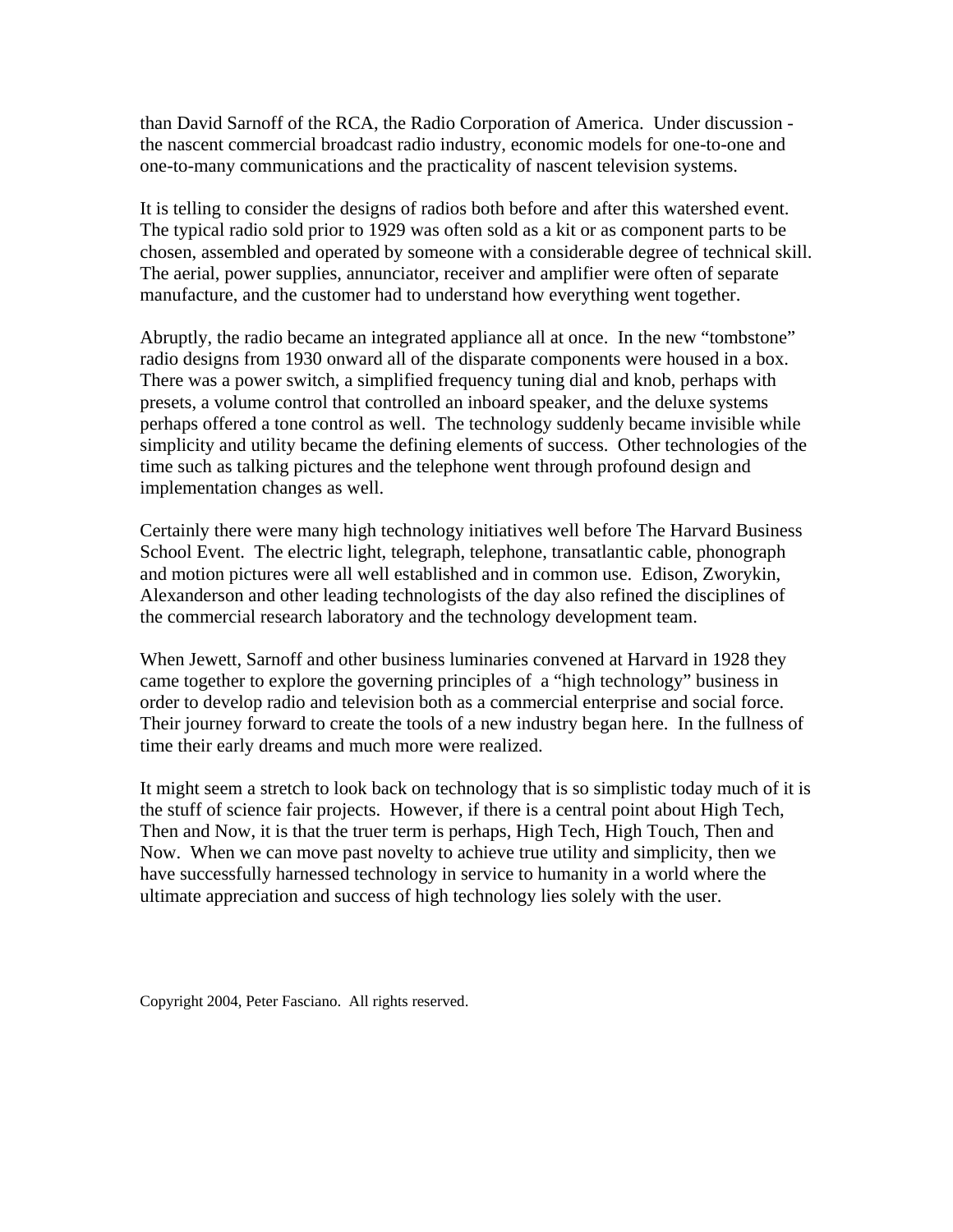than David Sarnoff of the RCA, the Radio Corporation of America. Under discussion - the nascent commercial broadcast radio industry, economic models for one-to-one and one-to-many communications and the practicality of nascent television systems.

It is telling to consider the designs of radios both before and after this watershed event. The typical radio sold prior to 1929 was often sold as a kit or as component parts to be chosen, assembled and operated by someone with a considerable degree of technical skill. The aerial, power supplies, annunciator, receiver and amplifier were often of separate manufacture, and the customer had to understand how everything went together.

Abruptly, the radio became an integrated appliance all at once. In the new "tombstone" radio designs from 1930 onward all of the disparate components were housed in a box. There was a power switch, a simplified frequency tuning dial and knob, perhaps with presets, a volume control that controlled an inboard speaker, and the deluxe systems perhaps offered a tone control as well. The technology suddenly became invisible while simplicity and utility became the defining elements of success. Other technologies of the time such as talking pictures and the telephone went through profound design and implementation changes as well.

Certainly there were many high technology initiatives well before The Harvard Business School Event. The electric light, telegraph, telephone, transatlantic cable, phonograph and motion pictures were all well established and in common use. Edison, Zworykin, Alexanderson and other leading technologists of the day also refined the disciplines of the commercial research laboratory and the technology development team.

When Jewett, Sarnoff and other business luminaries convened at Harvard in 1928 they came together to explore the governing principles of a "high technology" business in order to develop radio and television both as a commercial enterprise and social force. Their journey forward to create the tools of a new industry began here. In the fullness of time their early dreams and much more were realized.

It might seem a stretch to look back on technology that is so simplistic today much of it is the stuff of science fair projects. However, if there is a central point about High Tech, Then and Now, it is that the truer term is perhaps, High Tech, High Touch, Then and Now. When we can move past novelty to achieve true utility and simplicity, then we have successfully harnessed technology in service to humanity in a world where the ultimate appreciation and success of high technology lies solely with the user.

Copyright 2004, Peter Fasciano. All rights reserved.